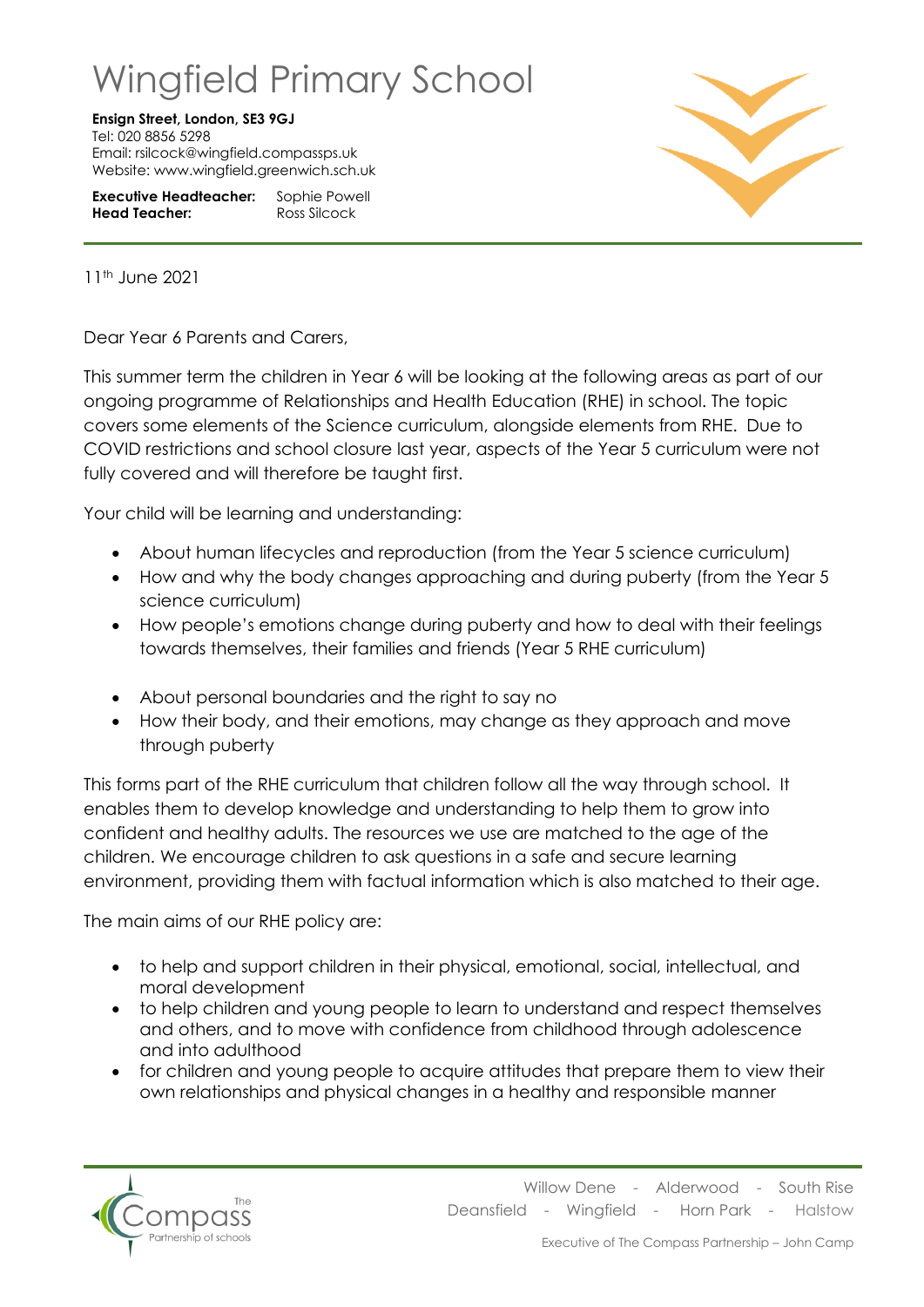# Wingfield Primary School

**Ensign Street, London, SE3 9GJ**
Tel: 020 8856 5298
Email: rsilcock@wingfield.compassps.uk
Website: www.wingfield.greenwich.sch.uk

**Executive Headteacher:** Sophie Powell
**Head Teacher:** Ross Silcock

11th June 2021

Dear Year 6 Parents and Carers,

This summer term the children in Year 6 will be looking at the following areas as part of our ongoing programme of Relationships and Health Education (RHE) in school. The topic covers some elements of the Science curriculum, alongside elements from RHE. Due to COVID restrictions and school closure last year, aspects of the Year 5 curriculum were not fully covered and will therefore be taught first.

Your child will be learning and understanding:

- About human lifecycles and reproduction (from the Year 5 science curriculum)
- How and why the body changes approaching and during puberty (from the Year 5 science curriculum)
- How people's emotions change during puberty and how to deal with their feelings towards themselves, their families and friends (Year 5 RHE curriculum)

- About personal boundaries and the right to say no
- How their body, and their emotions, may change as they approach and move through puberty

This forms part of the RHE curriculum that children follow all the way through school. It enables them to develop knowledge and understanding to help them to grow into confident and healthy adults. The resources we use are matched to the age of the children. We encourage children to ask questions in a safe and secure learning environment, providing them with factual information which is also matched to their age.

The main aims of our RHE policy are:

- to help and support children in their physical, emotional, social, intellectual, and moral development
- to help children and young people to learn to understand and respect themselves and others, and to move with confidence from childhood through adolescence and into adulthood
- for children and young people to acquire attitudes that prepare them to view their own relationships and physical changes in a healthy and responsible manner

The Compass Partnership of schools

Willow Dene - Alderwood - South Rise
Deansfield - Wingfield - Horn Park - Halstow

Executive of The Compass Partnership – John Camp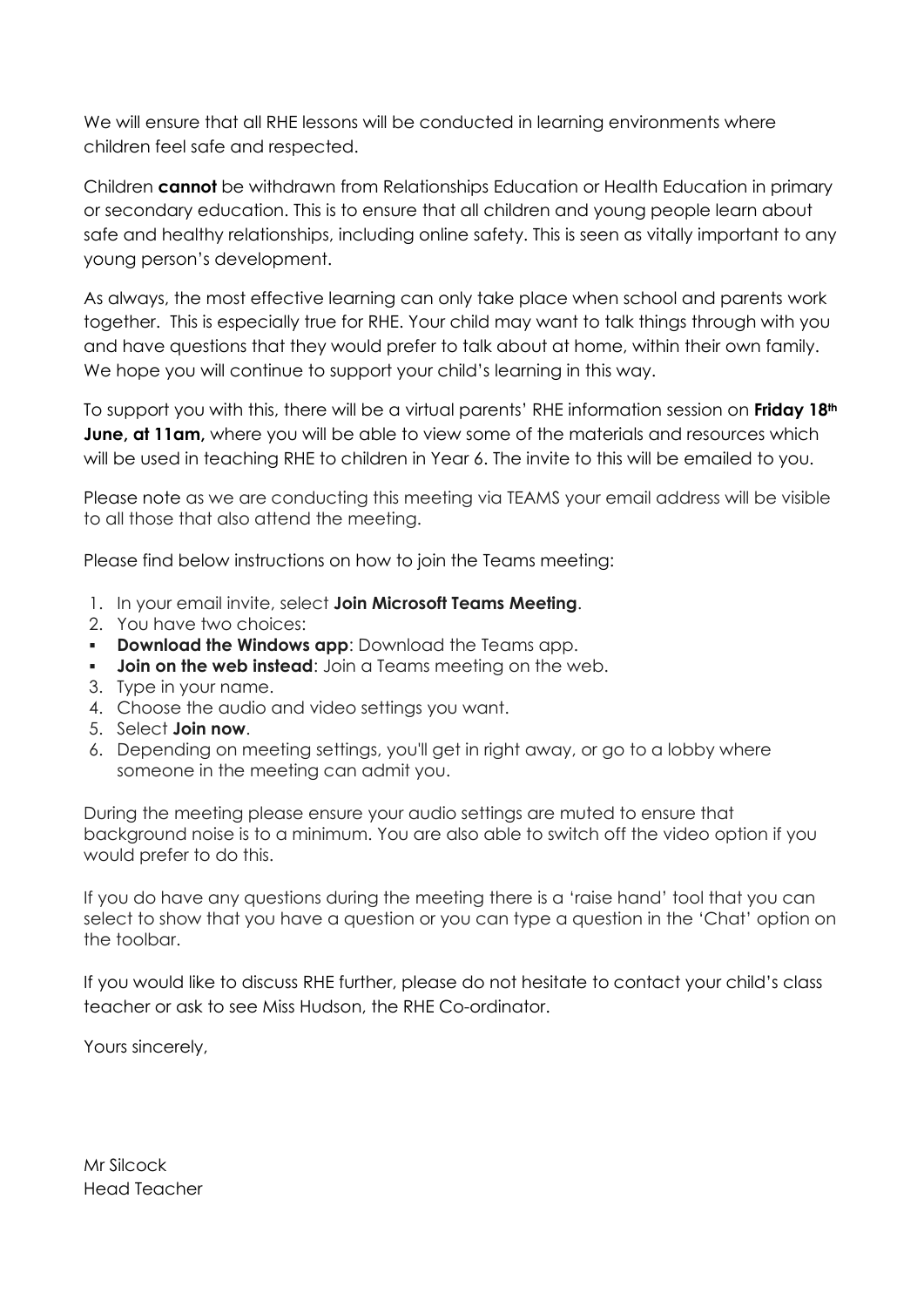We will ensure that all RHE lessons will be conducted in learning environments where children feel safe and respected.

Children **cannot** be withdrawn from Relationships Education or Health Education in primary or secondary education. This is to ensure that all children and young people learn about safe and healthy relationships, including online safety. This is seen as vitally important to any young person's development.

As always, the most effective learning can only take place when school and parents work together. This is especially true for RHE. Your child may want to talk things through with you and have questions that they would prefer to talk about at home, within their own family. We hope you will continue to support your child's learning in this way.

To support you with this, there will be a virtual parents' RHE information session on **Friday 18th June, at 11am,** where you will be able to view some of the materials and resources which will be used in teaching RHE to children in Year 6. The invite to this will be emailed to you.

Please note as we are conducting this meeting via TEAMS your email address will be visible to all those that also attend the meeting.

Please find below instructions on how to join the Teams meeting:

1. In your email invite, select **Join Microsoft Teams Meeting**.
2. You have two choices:
   - **Download the Windows app**: Download the Teams app.
   - **Join on the web instead**: Join a Teams meeting on the web.
3. Type in your name.
4. Choose the audio and video settings you want.
5. Select **Join now**.
6. Depending on meeting settings, you'll get in right away, or go to a lobby where someone in the meeting can admit you.

During the meeting please ensure your audio settings are muted to ensure that background noise is to a minimum. You are also able to switch off the video option if you would prefer to do this.

If you do have any questions during the meeting there is a 'raise hand' tool that you can select to show that you have a question or you can type a question in the 'Chat' option on the toolbar.

If you would like to discuss RHE further, please do not hesitate to contact your child's class teacher or ask to see Miss Hudson, the RHE Co-ordinator.

Yours sincerely,

Mr Silcock
Head Teacher